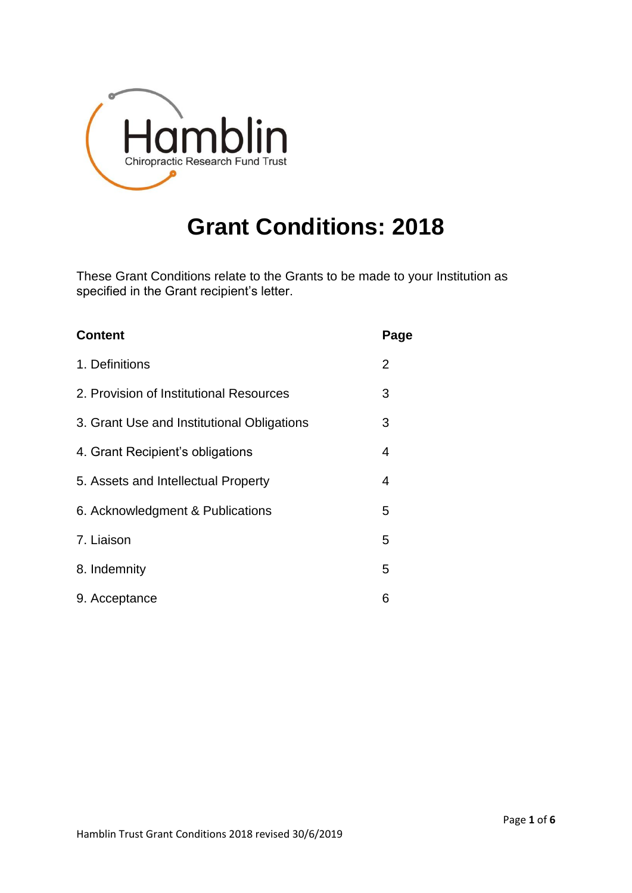Hamblin

Chiropractic Research Fund Trust

# Grant Conditions: 2018

These Grant Conditions relate to the Grants to be made to your Institution as specified in the Grant recipient's letter.

| Content | Page |
| --- | --- |
| 1. Definitions | 2 |
| 2. Provision of Institutional Resources | 3 |
| 3. Grant Use and Institutional Obligations | 3 |
| 4. Grant Recipient's obligations | 4 |
| 5. Assets and Intellectual Property | 4 |
| 6. Acknowledgment & Publications | 5 |
| 7. Liaison | 5 |
| 8. Indemnity | 5 |
| 9. Acceptance | 6 |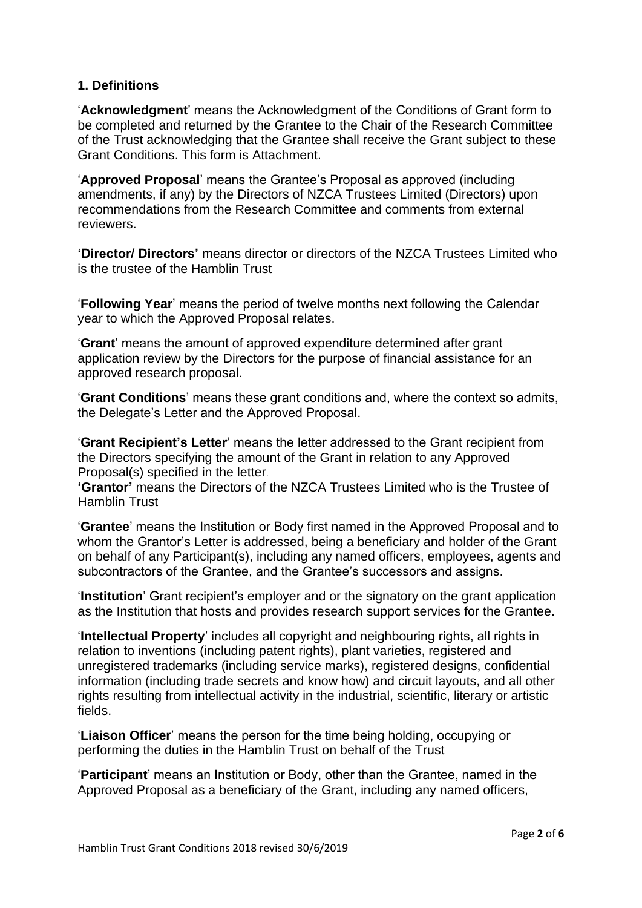**1. Definitions**

'**Acknowledgment**' means the Acknowledgment of the Conditions of Grant form to be completed and returned by the Grantee to the Chair of the Research Committee of the Trust acknowledging that the Grantee shall receive the Grant subject to these Grant Conditions. This form is Attachment.

'**Approved Proposal**' means the Grantee's Proposal as approved (including amendments, if any) by the Directors of NZCA Trustees Limited (Directors) upon recommendations from the Research Committee and comments from external reviewers.

**'Director/ Directors'** means director or directors of the NZCA Trustees Limited who is the trustee of the Hamblin Trust

'**Following Year**' means the period of twelve months next following the Calendar year to which the Approved Proposal relates.

'**Grant**' means the amount of approved expenditure determined after grant application review by the Directors for the purpose of financial assistance for an approved research proposal.

'**Grant Conditions**' means these grant conditions and, where the context so admits, the Delegate's Letter and the Approved Proposal.

'**Grant Recipient's Letter**' means the letter addressed to the Grant recipient from the Directors specifying the amount of the Grant in relation to any Approved Proposal(s) specified in the letter.
**'Grantor'** means the Directors of the NZCA Trustees Limited who is the Trustee of Hamblin Trust

'**Grantee**' means the Institution or Body first named in the Approved Proposal and to whom the Grantor's Letter is addressed, being a beneficiary and holder of the Grant on behalf of any Participant(s), including any named officers, employees, agents and subcontractors of the Grantee, and the Grantee's successors and assigns.

'**Institution**' Grant recipient's employer and or the signatory on the grant application as the Institution that hosts and provides research support services for the Grantee.

'**Intellectual Property**' includes all copyright and neighbouring rights, all rights in relation to inventions (including patent rights), plant varieties, registered and unregistered trademarks (including service marks), registered designs, confidential information (including trade secrets and know how) and circuit layouts, and all other rights resulting from intellectual activity in the industrial, scientific, literary or artistic fields.

'**Liaison Officer**' means the person for the time being holding, occupying or performing the duties in the Hamblin Trust on behalf of the Trust

'**Participant**' means an Institution or Body, other than the Grantee, named in the Approved Proposal as a beneficiary of the Grant, including any named officers,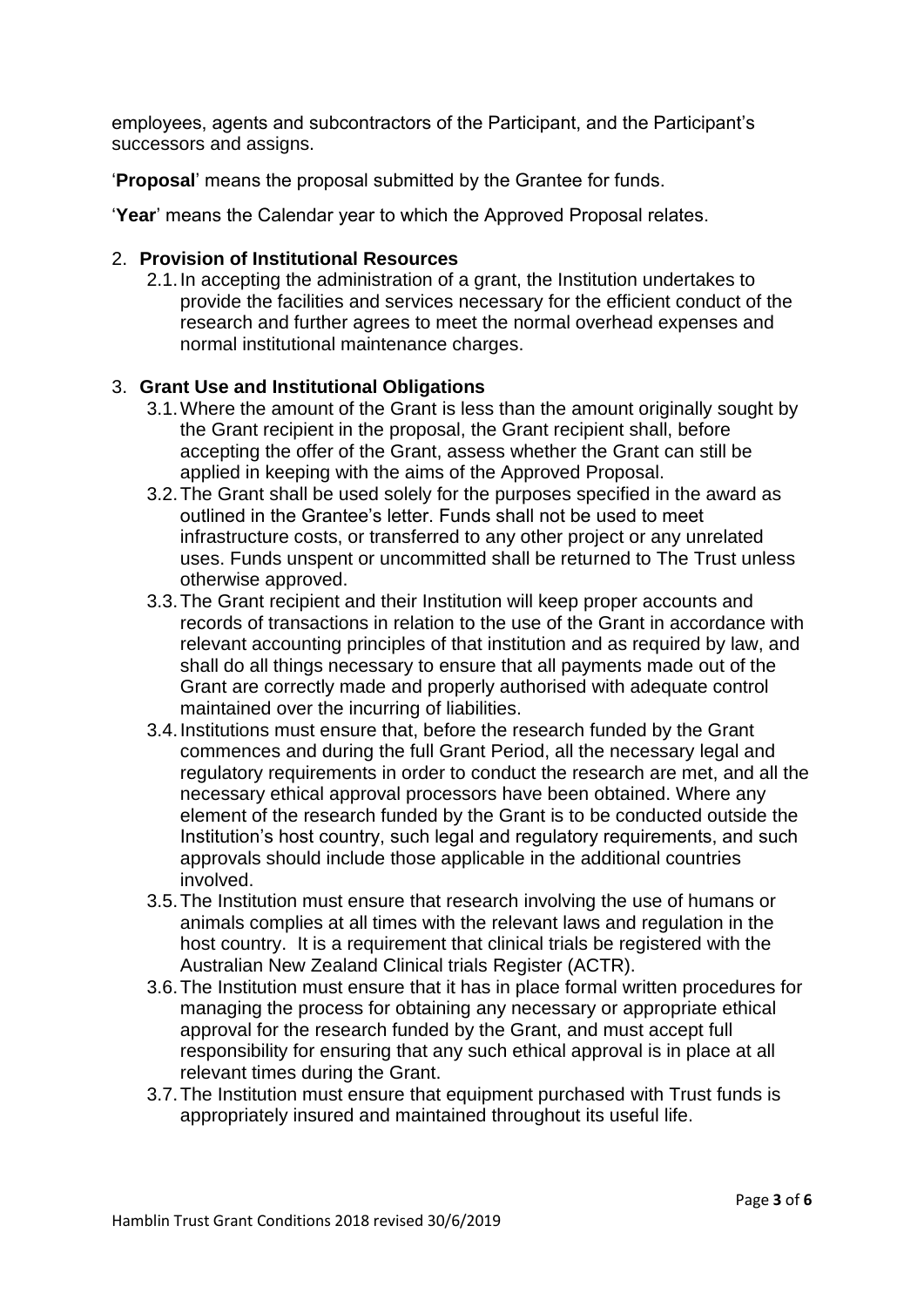employees, agents and subcontractors of the Participant, and the Participant's successors and assigns.

'**Proposal**' means the proposal submitted by the Grantee for funds.

'**Year**' means the Calendar year to which the Approved Proposal relates.

2. **Provision of Institutional Resources**
   2.1. In accepting the administration of a grant, the Institution undertakes to provide the facilities and services necessary for the efficient conduct of the research and further agrees to meet the normal overhead expenses and normal institutional maintenance charges.

3. **Grant Use and Institutional Obligations**
   3.1. Where the amount of the Grant is less than the amount originally sought by the Grant recipient in the proposal, the Grant recipient shall, before accepting the offer of the Grant, assess whether the Grant can still be applied in keeping with the aims of the Approved Proposal.
   3.2. The Grant shall be used solely for the purposes specified in the award as outlined in the Grantee's letter. Funds shall not be used to meet infrastructure costs, or transferred to any other project or any unrelated uses. Funds unspent or uncommitted shall be returned to The Trust unless otherwise approved.
   3.3. The Grant recipient and their Institution will keep proper accounts and records of transactions in relation to the use of the Grant in accordance with relevant accounting principles of that institution and as required by law, and shall do all things necessary to ensure that all payments made out of the Grant are correctly made and properly authorised with adequate control maintained over the incurring of liabilities.
   3.4. Institutions must ensure that, before the research funded by the Grant commences and during the full Grant Period, all the necessary legal and regulatory requirements in order to conduct the research are met, and all the necessary ethical approval processors have been obtained. Where any element of the research funded by the Grant is to be conducted outside the Institution's host country, such legal and regulatory requirements, and such approvals should include those applicable in the additional countries involved.
   3.5. The Institution must ensure that research involving the use of humans or animals complies at all times with the relevant laws and regulation in the host country. It is a requirement that clinical trials be registered with the Australian New Zealand Clinical trials Register (ACTR).
   3.6. The Institution must ensure that it has in place formal written procedures for managing the process for obtaining any necessary or appropriate ethical approval for the research funded by the Grant, and must accept full responsibility for ensuring that any such ethical approval is in place at all relevant times during the Grant.
   3.7. The Institution must ensure that equipment purchased with Trust funds is appropriately insured and maintained throughout its useful life.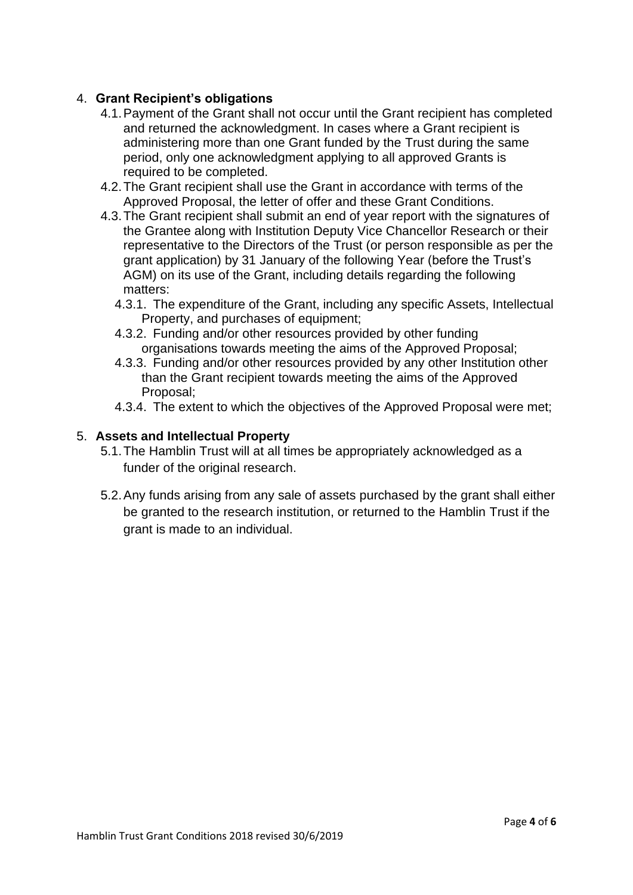4. **Grant Recipient's obligations**
    4.1. Payment of the Grant shall not occur until the Grant recipient has completed and returned the acknowledgment. In cases where a Grant recipient is administering more than one Grant funded by the Trust during the same period, only one acknowledgment applying to all approved Grants is required to be completed.
    4.2. The Grant recipient shall use the Grant in accordance with terms of the Approved Proposal, the letter of offer and these Grant Conditions.
    4.3. The Grant recipient shall submit an end of year report with the signatures of the Grantee along with Institution Deputy Vice Chancellor Research or their representative to the Directors of the Trust (or person responsible as per the grant application) by 31 January of the following Year (before the Trust's AGM) on its use of the Grant, including details regarding the following matters:
        4.3.1. The expenditure of the Grant, including any specific Assets, Intellectual Property, and purchases of equipment;
        4.3.2. Funding and/or other resources provided by other funding organisations towards meeting the aims of the Approved Proposal;
        4.3.3. Funding and/or other resources provided by any other Institution other than the Grant recipient towards meeting the aims of the Approved Proposal;
        4.3.4. The extent to which the objectives of the Approved Proposal were met;

5. **Assets and Intellectual Property**
    5.1. The Hamblin Trust will at all times be appropriately acknowledged as a funder of the original research.
    5.2. Any funds arising from any sale of assets purchased by the grant shall either be granted to the research institution, or returned to the Hamblin Trust if the grant is made to an individual.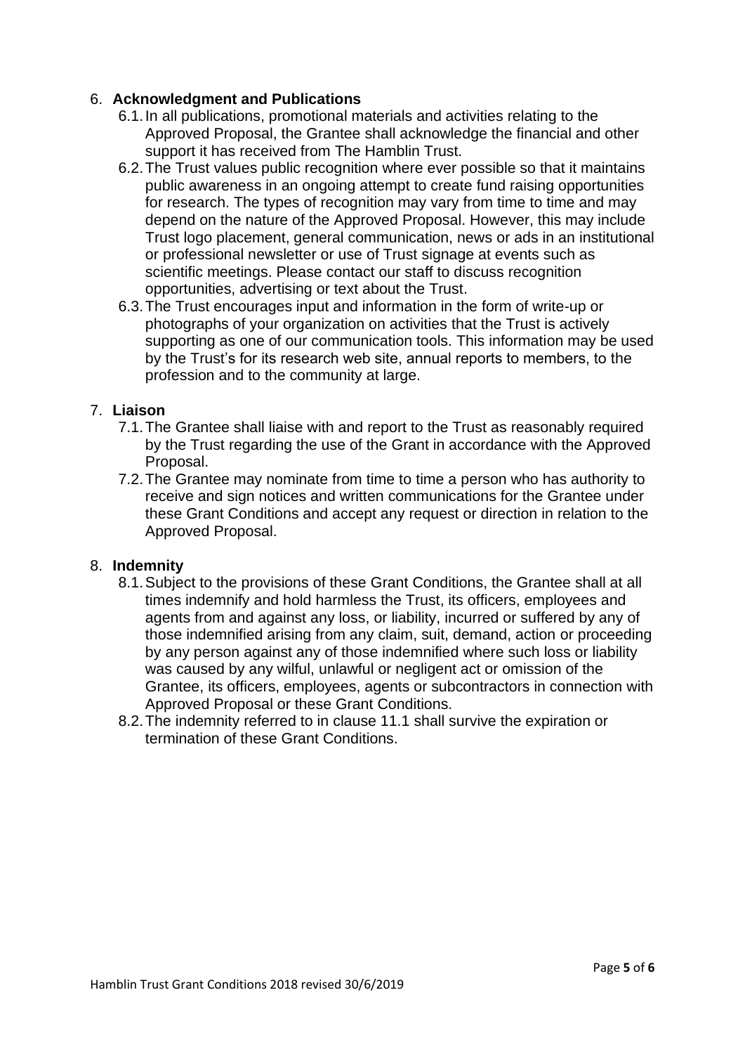6. **Acknowledgment and Publications**
   6.1. In all publications, promotional materials and activities relating to the Approved Proposal, the Grantee shall acknowledge the financial and other support it has received from The Hamblin Trust.
   6.2. The Trust values public recognition where ever possible so that it maintains public awareness in an ongoing attempt to create fund raising opportunities for research. The types of recognition may vary from time to time and may depend on the nature of the Approved Proposal. However, this may include Trust logo placement, general communication, news or ads in an institutional or professional newsletter or use of Trust signage at events such as scientific meetings. Please contact our staff to discuss recognition opportunities, advertising or text about the Trust.
   6.3. The Trust encourages input and information in the form of write-up or photographs of your organization on activities that the Trust is actively supporting as one of our communication tools. This information may be used by the Trust's for its research web site, annual reports to members, to the profession and to the community at large.

7. **Liaison**
   7.1. The Grantee shall liaise with and report to the Trust as reasonably required by the Trust regarding the use of the Grant in accordance with the Approved Proposal.
   7.2. The Grantee may nominate from time to time a person who has authority to receive and sign notices and written communications for the Grantee under these Grant Conditions and accept any request or direction in relation to the Approved Proposal.

8. **Indemnity**
   8.1. Subject to the provisions of these Grant Conditions, the Grantee shall at all times indemnify and hold harmless the Trust, its officers, employees and agents from and against any loss, or liability, incurred or suffered by any of those indemnified arising from any claim, suit, demand, action or proceeding by any person against any of those indemnified where such loss or liability was caused by any wilful, unlawful or negligent act or omission of the Grantee, its officers, employees, agents or subcontractors in connection with Approved Proposal or these Grant Conditions.
   8.2. The indemnity referred to in clause 11.1 shall survive the expiration or termination of these Grant Conditions.

Hamblin Trust Grant Conditions 2018 revised 30/6/2019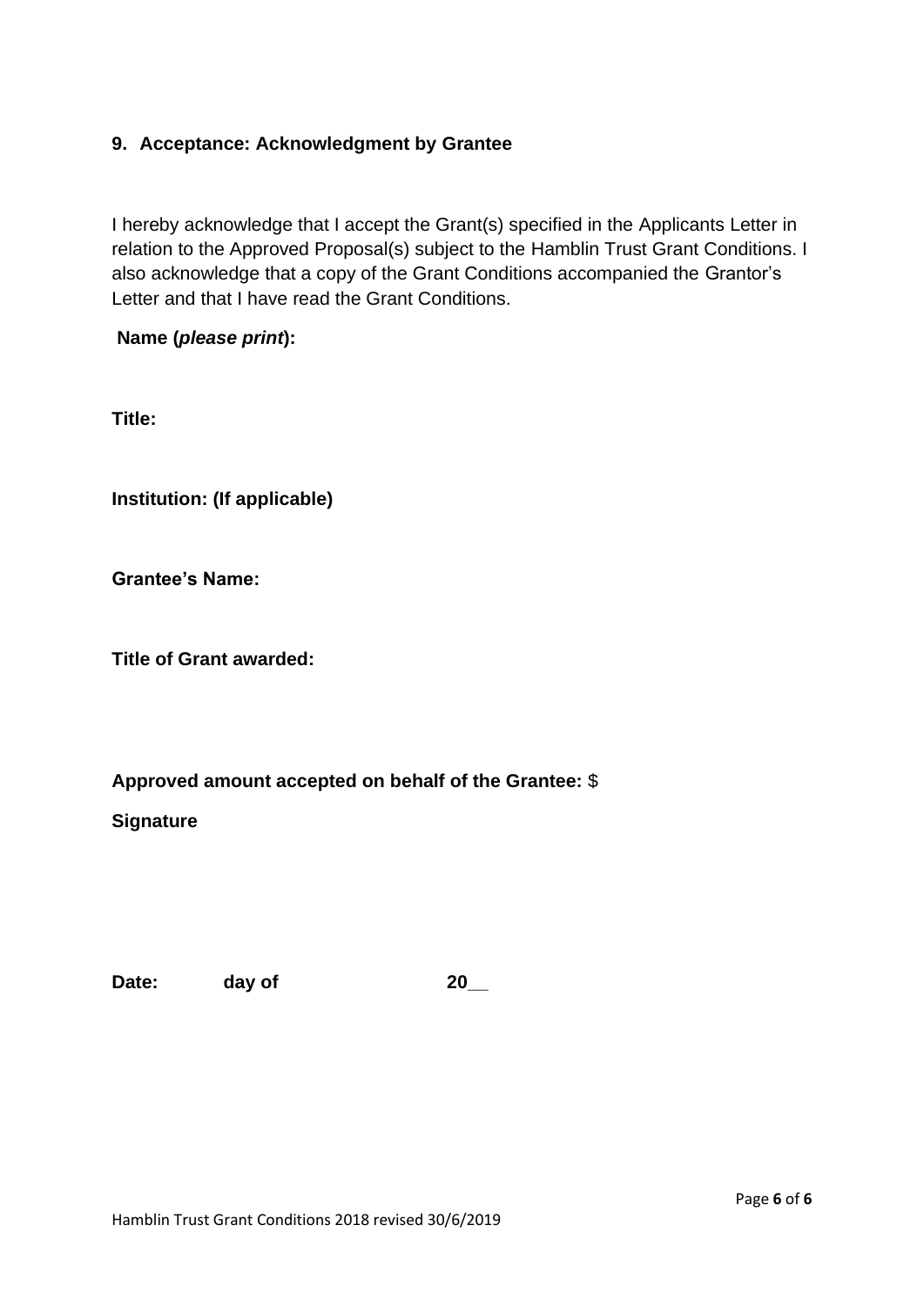## 9. Acceptance: Acknowledgment by Grantee

I hereby acknowledge that I accept the Grant(s) specified in the Applicants Letter in relation to the Approved Proposal(s) subject to the Hamblin Trust Grant Conditions. I also acknowledge that a copy of the Grant Conditions accompanied the Grantor's Letter and that I have read the Grant Conditions.

**Name (*please print*):**

**Title:**

**Institution: (If applicable)**

**Grantee's Name:**

**Title of Grant awarded:**

**Approved amount accepted on behalf of the Grantee:** $

**Signature**

**Date: day of 20__**

Hamblin Trust Grant Conditions 2018 revised 30/6/2019